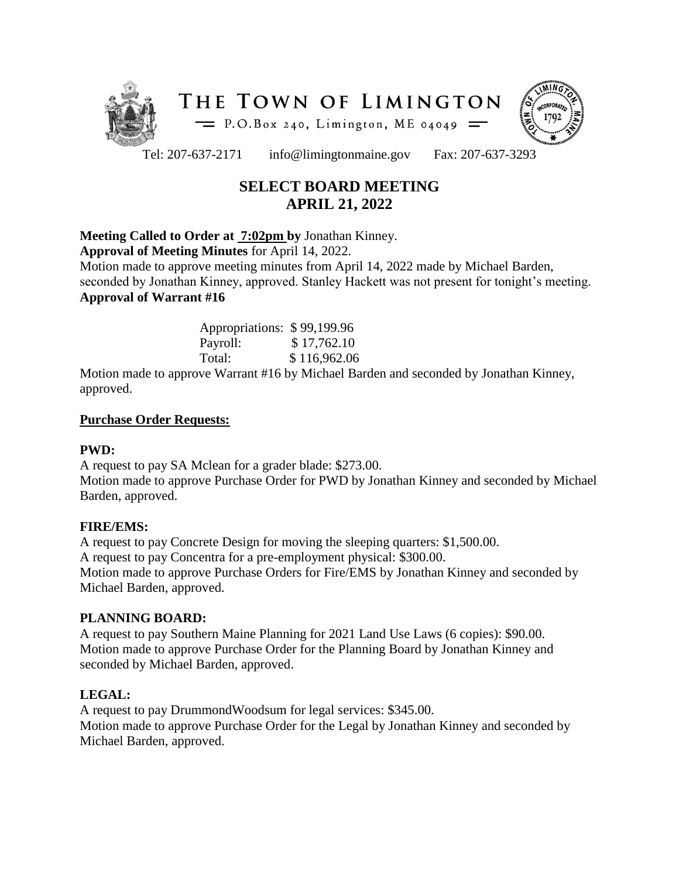# THE TOWN OF LIMINGTON

P.O.Box 240, Limington, ME 04049

Tel: 207-637-2171 info@limingtonmaine.gov Fax: 207-637-3293

## SELECT BOARD MEETING
## APRIL 21, 2022

**Meeting Called to Order at 7:02pm by** Jonathan Kinney.

**Approval of Meeting Minutes** for April 14, 2022.

Motion made to approve meeting minutes from April 14, 2022 made by Michael Barden, seconded by Jonathan Kinney, approved. Stanley Hackett was not present for tonight's meeting.

**Approval of Warrant #16**

| | |
|---|---|
| Appropriations: | $ 99,199.96 |
| Payroll: | $ 17,762.10 |
| Total: | $ 116,962.06 |

Motion made to approve Warrant #16 by Michael Barden and seconded by Jonathan Kinney, approved.

**Purchase Order Requests:**

**PWD:**

A request to pay SA Mclean for a grader blade: $273.00.

Motion made to approve Purchase Order for PWD by Jonathan Kinney and seconded by Michael Barden, approved.

**FIRE/EMS:**

A request to pay Concrete Design for moving the sleeping quarters: $1,500.00.

A request to pay Concentra for a pre-employment physical: $300.00.

Motion made to approve Purchase Orders for Fire/EMS by Jonathan Kinney and seconded by Michael Barden, approved.

**PLANNING BOARD:**

A request to pay Southern Maine Planning for 2021 Land Use Laws (6 copies): $90.00.

Motion made to approve Purchase Order for the Planning Board by Jonathan Kinney and seconded by Michael Barden, approved.

**LEGAL:**

A request to pay DrummondWoodsum for legal services: $345.00.

Motion made to approve Purchase Order for the Legal by Jonathan Kinney and seconded by Michael Barden, approved.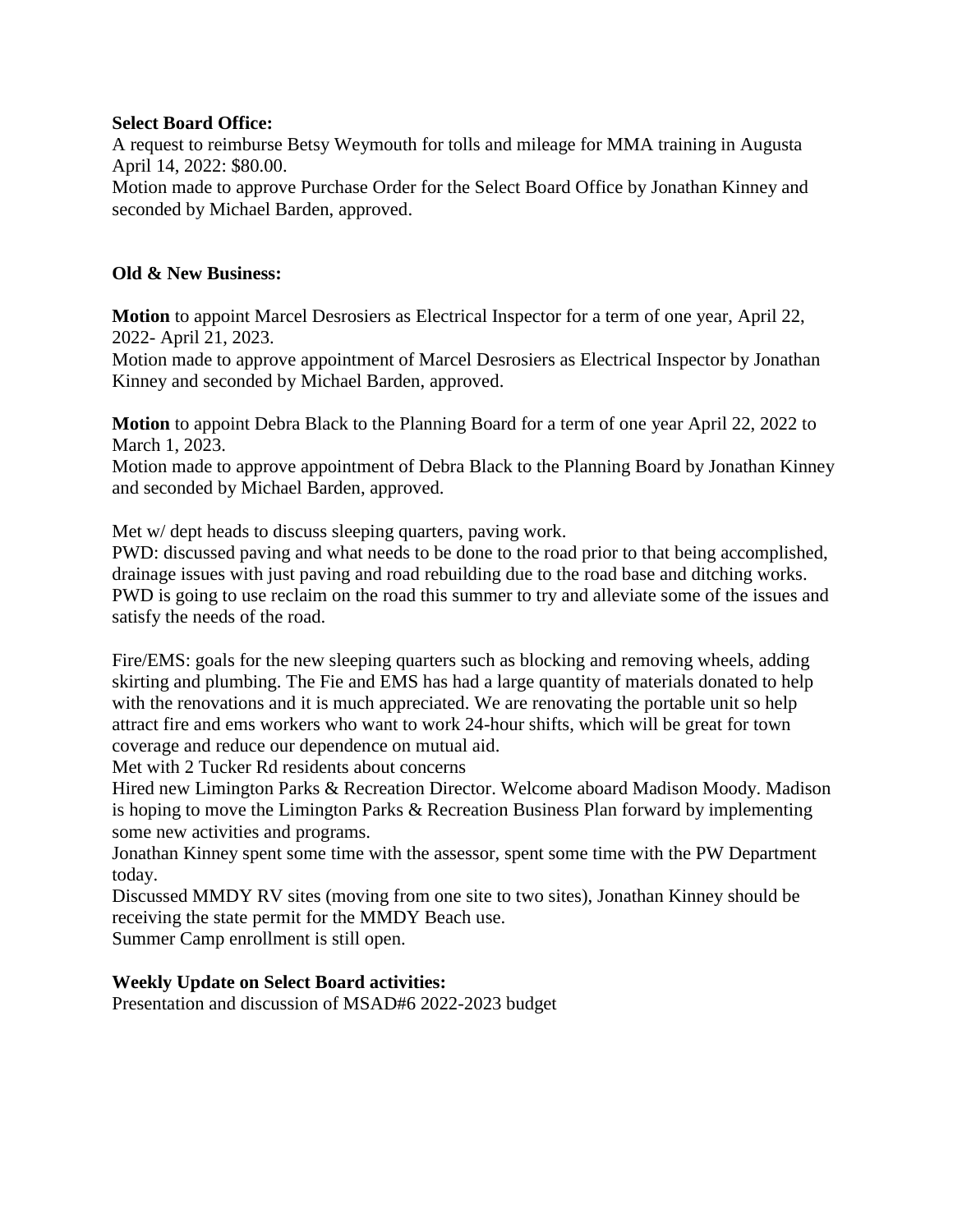**Select Board Office:**

A request to reimburse Betsy Weymouth for tolls and mileage for MMA training in Augusta April 14, 2022: $80.00.
Motion made to approve Purchase Order for the Select Board Office by Jonathan Kinney and seconded by Michael Barden, approved.

**Old & New Business:**

**Motion** to appoint Marcel Desrosiers as Electrical Inspector for a term of one year, April 22, 2022- April 21, 2023.
Motion made to approve appointment of Marcel Desrosiers as Electrical Inspector by Jonathan Kinney and seconded by Michael Barden, approved.

**Motion** to appoint Debra Black to the Planning Board for a term of one year April 22, 2022 to March 1, 2023.
Motion made to approve appointment of Debra Black to the Planning Board by Jonathan Kinney and seconded by Michael Barden, approved.

Met w/ dept heads to discuss sleeping quarters, paving work.
PWD: discussed paving and what needs to be done to the road prior to that being accomplished, drainage issues with just paving and road rebuilding due to the road base and ditching works. PWD is going to use reclaim on the road this summer to try and alleviate some of the issues and satisfy the needs of the road.

Fire/EMS: goals for the new sleeping quarters such as blocking and removing wheels, adding skirting and plumbing. The Fie and EMS has had a large quantity of materials donated to help with the renovations and it is much appreciated. We are renovating the portable unit so help attract fire and ems workers who want to work 24-hour shifts, which will be great for town coverage and reduce our dependence on mutual aid.
Met with 2 Tucker Rd residents about concerns
Hired new Limington Parks & Recreation Director. Welcome aboard Madison Moody. Madison is hoping to move the Limington Parks & Recreation Business Plan forward by implementing some new activities and programs.
Jonathan Kinney spent some time with the assessor, spent some time with the PW Department today.
Discussed MMDY RV sites (moving from one site to two sites), Jonathan Kinney should be receiving the state permit for the MMDY Beach use.
Summer Camp enrollment is still open.

**Weekly Update on Select Board activities:**

Presentation and discussion of MSAD#6 2022-2023 budget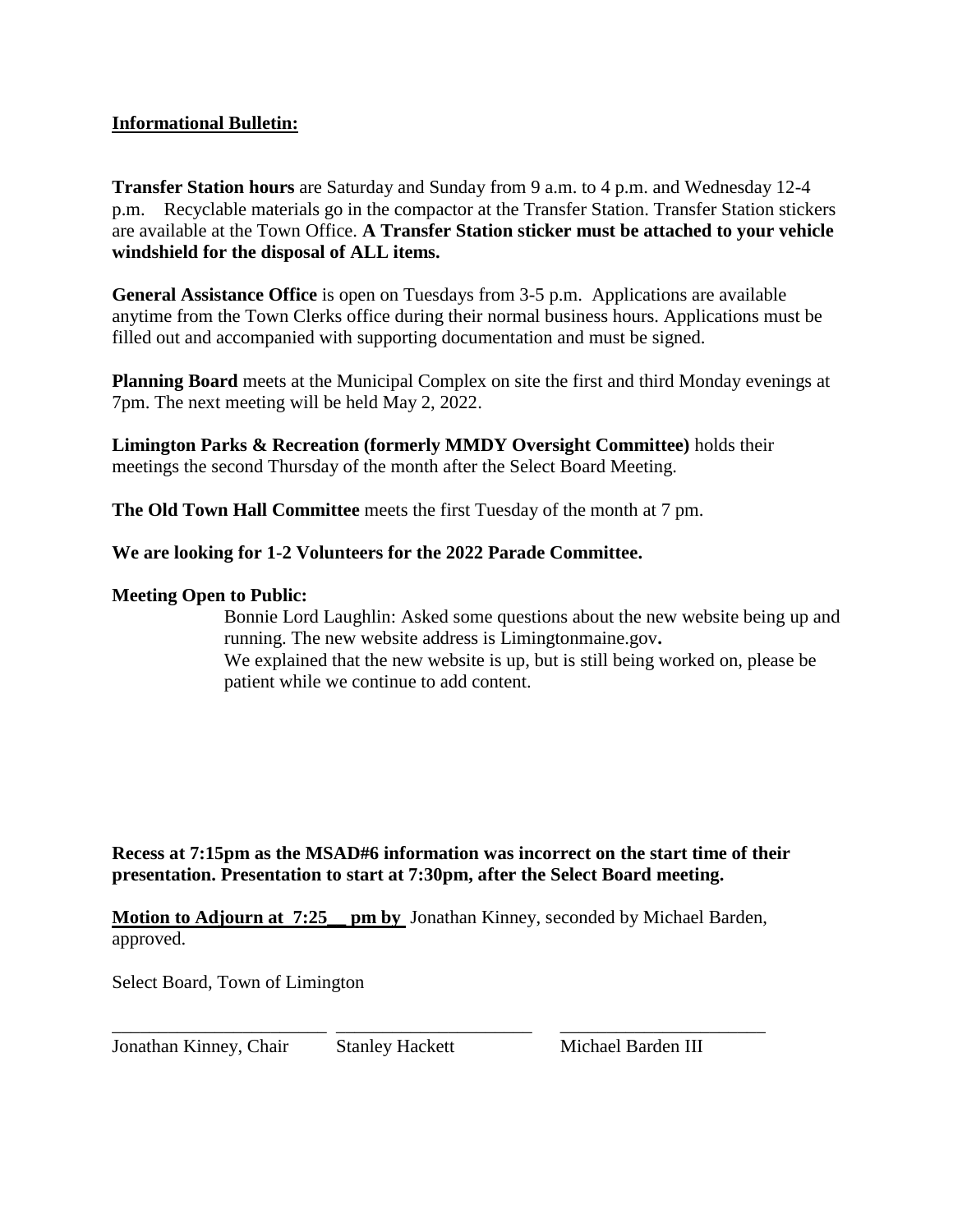**<u>Informational Bulletin:</u>**

**Transfer Station hours** are Saturday and Sunday from 9 a.m. to 4 p.m. and Wednesday 12-4 p.m. Recyclable materials go in the compactor at the Transfer Station. Transfer Station stickers are available at the Town Office. **A Transfer Station sticker must be attached to your vehicle windshield for the disposal of ALL items.**

**General Assistance Office** is open on Tuesdays from 3-5 p.m. Applications are available anytime from the Town Clerks office during their normal business hours. Applications must be filled out and accompanied with supporting documentation and must be signed.

**Planning Board** meets at the Municipal Complex on site the first and third Monday evenings at 7pm. The next meeting will be held May 2, 2022.

**Limington Parks & Recreation (formerly MMDY Oversight Committee)** holds their meetings the second Thursday of the month after the Select Board Meeting.

**The Old Town Hall Committee** meets the first Tuesday of the month at 7 pm.

**We are looking for 1-2 Volunteers for the 2022 Parade Committee.**

**Meeting Open to Public:**

Bonnie Lord Laughlin: Asked some questions about the new website being up and running. The new website address is Limingtonmaine.gov**.**
We explained that the new website is up, but is still being worked on, please be patient while we continue to add content.

**Recess at 7:15pm as the MSAD#6 information was incorrect on the start time of their presentation. Presentation to start at 7:30pm, after the Select Board meeting.**

**<u>Motion to Adjourn at 7:25__ pm by</u>** Jonathan Kinney, seconded by Michael Barden, approved.

Select Board, Town of Limington

| | | |
|---|---|---|
| _______________________ | _____________________ | ______________________ |
| Jonathan Kinney, Chair | Stanley Hackett | Michael Barden III |